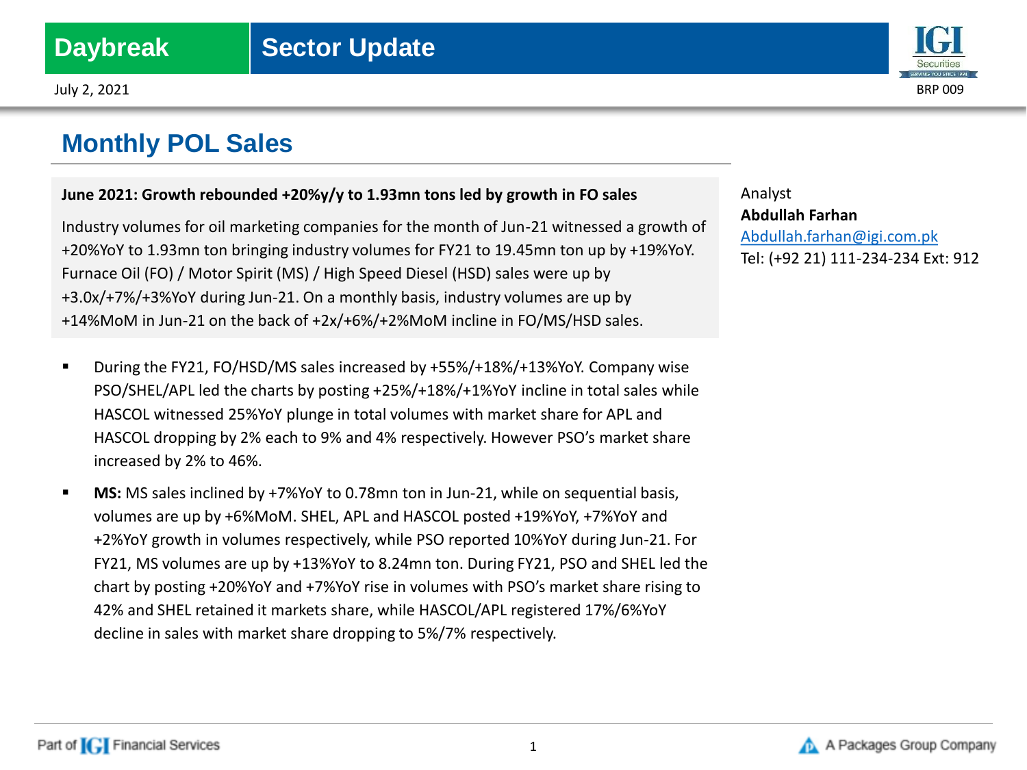Daybreak | Sector Update

July 2, 2021

BRP 009

# Monthly POL Sales

**June 2021: Growth rebounded +20%y/y to 1.93mn tons led by growth in FO sales**

Industry volumes for oil marketing companies for the month of Jun-21 witnessed a growth of +20%YoY to 1.93mn ton bringing industry volumes for FY21 to 19.45mn ton up by +19%YoY. Furnace Oil (FO) / Motor Spirit (MS) / High Speed Diesel (HSD) sales were up by +3.0x/+7%/+3%YoY during Jun-21. On a monthly basis, industry volumes are up by +14%MoM in Jun-21 on the back of +2x/+6%/+2%MoM incline in FO/MS/HSD sales.

Analyst
**Abdullah Farhan**
Abdullah.farhan@igi.com.pk
Tel: (+92 21) 111-234-234 Ext: 912

- During the FY21, FO/HSD/MS sales increased by +55%/+18%/+13%YoY. Company wise PSO/SHEL/APL led the charts by posting +25%/+18%/+1%YoY incline in total sales while HASCOL witnessed 25%YoY plunge in total volumes with market share for APL and HASCOL dropping by 2% each to 9% and 4% respectively. However PSO's market share increased by 2% to 46%.
- **MS:** MS sales inclined by +7%YoY to 0.78mn ton in Jun-21, while on sequential basis, volumes are up by +6%MoM. SHEL, APL and HASCOL posted +19%YoY, +7%YoY and +2%YoY growth in volumes respectively, while PSO reported 10%YoY during Jun-21. For FY21, MS volumes are up by +13%YoY to 8.24mn ton. During FY21, PSO and SHEL led the chart by posting +20%YoY and +7%YoY rise in volumes with PSO's market share rising to 42% and SHEL retained it markets share, while HASCOL/APL registered 17%/6%YoY decline in sales with market share dropping to 5%/7% respectively.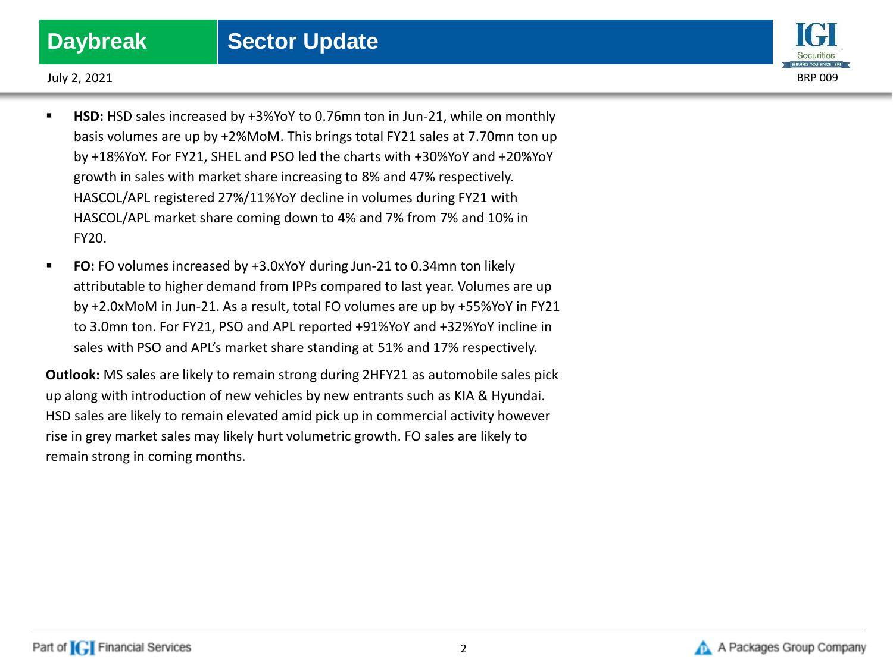- **HSD:** HSD sales increased by +3%YoY to 0.76mn ton in Jun-21, while on monthly basis volumes are up by +2%MoM. This brings total FY21 sales at 7.70mn ton up by +18%YoY. For FY21, SHEL and PSO led the charts with +30%YoY and +20%YoY growth in sales with market share increasing to 8% and 47% respectively. HASCOL/APL registered 27%/11%YoY decline in volumes during FY21 with HASCOL/APL market share coming down to 4% and 7% from 7% and 10% in FY20.
- **FO:** FO volumes increased by +3.0xYoY during Jun-21 to 0.34mn ton likely attributable to higher demand from IPPs compared to last year. Volumes are up by +2.0xMoM in Jun-21. As a result, total FO volumes are up by +55%YoY in FY21 to 3.0mn ton. For FY21, PSO and APL reported +91%YoY and +32%YoY incline in sales with PSO and APL's market share standing at 51% and 17% respectively.

**Outlook:** MS sales are likely to remain strong during 2HFY21 as automobile sales pick up along with introduction of new vehicles by new entrants such as KIA & Hyundai. HSD sales are likely to remain elevated amid pick up in commercial activity however rise in grey market sales may likely hurt volumetric growth. FO sales are likely to remain strong in coming months.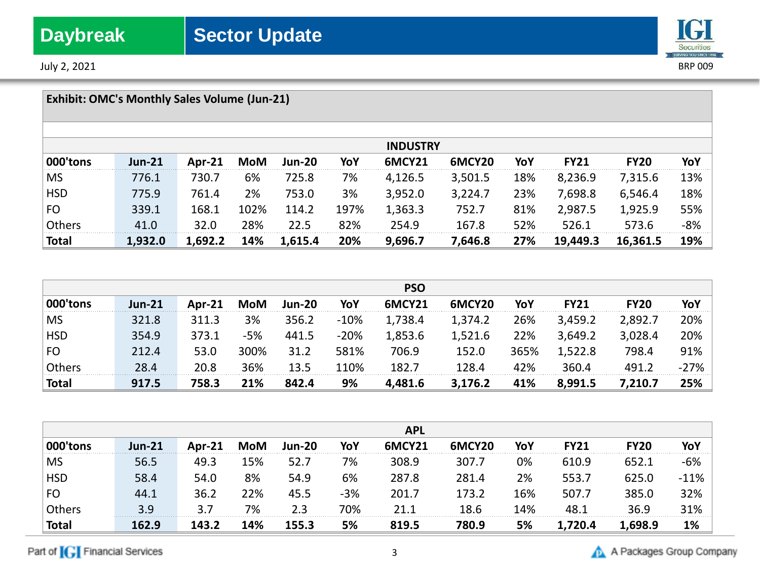**Exhibit: OMC's Monthly Sales Volume (Jun-21)**

| INDUSTRY | | | | | | | | | | | |
|---|---|---|---|---|---|---|---|---|---|---|---|
| 000'tons | Jun-21 | Apr-21 | MoM | Jun-20 | YoY | 6MCY21 | 6MCY20 | YoY | FY21 | FY20 | YoY |
| MS | 776.1 | 730.7 | 6% | 725.8 | 7% | 4,126.5 | 3,501.5 | 18% | 8,236.9 | 7,315.6 | 13% |
| HSD | 775.9 | 761.4 | 2% | 753.0 | 3% | 3,952.0 | 3,224.7 | 23% | 7,698.8 | 6,546.4 | 18% |
| FO | 339.1 | 168.1 | 102% | 114.2 | 197% | 1,363.3 | 752.7 | 81% | 2,987.5 | 1,925.9 | 55% |
| Others | 41.0 | 32.0 | 28% | 22.5 | 82% | 254.9 | 167.8 | 52% | 526.1 | 573.6 | -8% |
| **Total** | **1,932.0** | **1,692.2** | **14%** | **1,615.4** | **20%** | **9,696.7** | **7,646.8** | **27%** | **19,449.3** | **16,361.5** | **19%** |

| PSO | | | | | | | | | | | |
|---|---|---|---|---|---|---|---|---|---|---|---|
| 000'tons | Jun-21 | Apr-21 | MoM | Jun-20 | YoY | 6MCY21 | 6MCY20 | YoY | FY21 | FY20 | YoY |
| MS | 321.8 | 311.3 | 3% | 356.2 | -10% | 1,738.4 | 1,374.2 | 26% | 3,459.2 | 2,892.7 | 20% |
| HSD | 354.9 | 373.1 | -5% | 441.5 | -20% | 1,853.6 | 1,521.6 | 22% | 3,649.2 | 3,028.4 | 20% |
| FO | 212.4 | 53.0 | 300% | 31.2 | 581% | 706.9 | 152.0 | 365% | 1,522.8 | 798.4 | 91% |
| Others | 28.4 | 20.8 | 36% | 13.5 | 110% | 182.7 | 128.4 | 42% | 360.4 | 491.2 | -27% |
| **Total** | **917.5** | **758.3** | **21%** | **842.4** | **9%** | **4,481.6** | **3,176.2** | **41%** | **8,991.5** | **7,210.7** | **25%** |

| APL | | | | | | | | | | | |
|---|---|---|---|---|---|---|---|---|---|---|---|
| 000'tons | Jun-21 | Apr-21 | MoM | Jun-20 | YoY | 6MCY21 | 6MCY20 | YoY | FY21 | FY20 | YoY |
| MS | 56.5 | 49.3 | 15% | 52.7 | 7% | 308.9 | 307.7 | 0% | 610.9 | 652.1 | -6% |
| HSD | 58.4 | 54.0 | 8% | 54.9 | 6% | 287.8 | 281.4 | 2% | 553.7 | 625.0 | -11% |
| FO | 44.1 | 36.2 | 22% | 45.5 | -3% | 201.7 | 173.2 | 16% | 507.7 | 385.0 | 32% |
| Others | 3.9 | 3.7 | 7% | 2.3 | 70% | 21.1 | 18.6 | 14% | 48.1 | 36.9 | 31% |
| **Total** | **162.9** | **143.2** | **14%** | **155.3** | **5%** | **819.5** | **780.9** | **5%** | **1,720.4** | **1,698.9** | **1%** |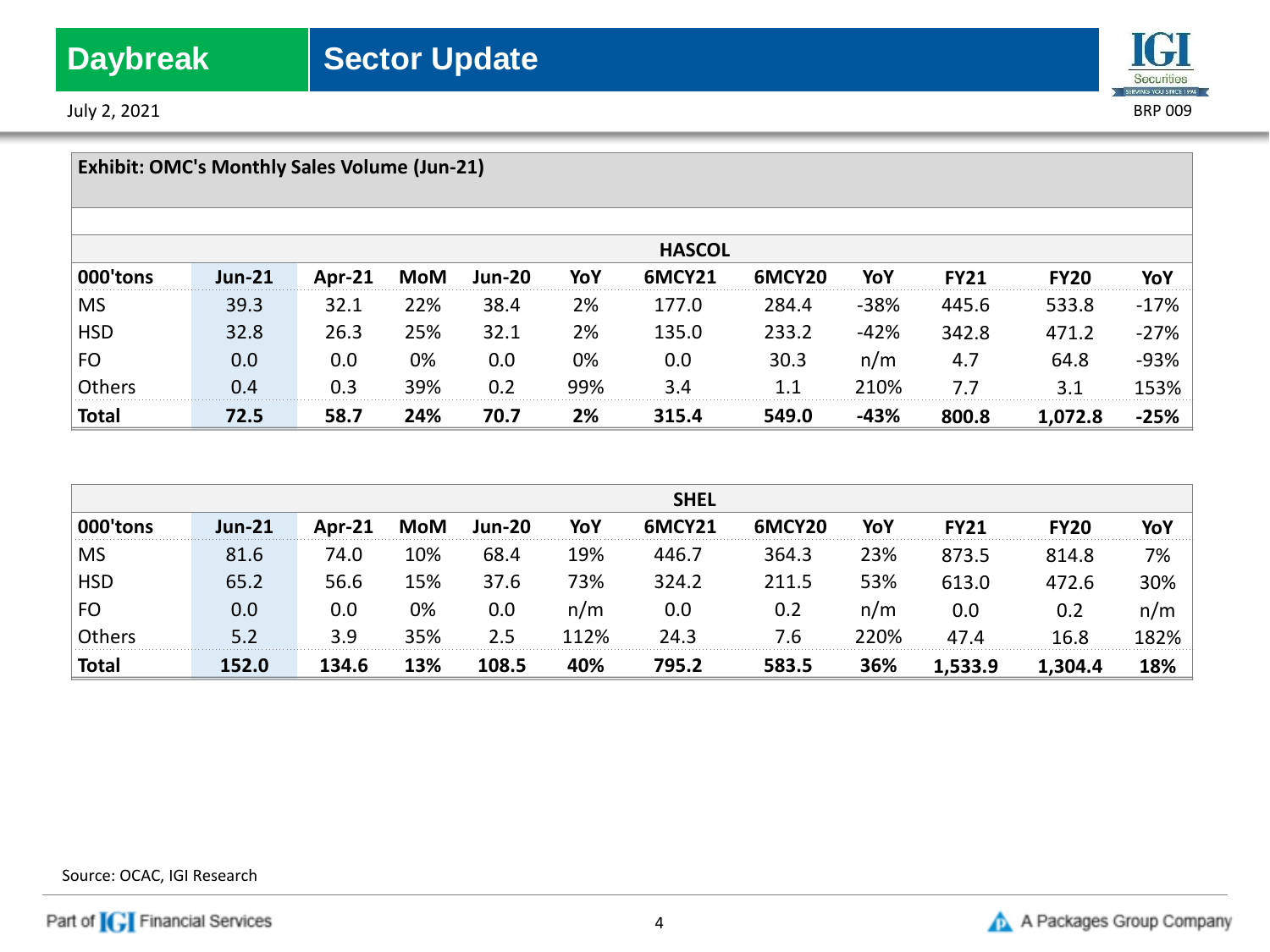**Exhibit: OMC's Monthly Sales Volume (Jun-21)**

| | | | | | HASCOL | | | | | |
|---|---|---|---|---|---|---|---|---|---|---|
| **000'tons** | **Jun-21** | **Apr-21** | **MoM** | **Jun-20** | **YoY** | **6MCY21** | **6MCY20** | **YoY** | **FY21** | **FY20** | **YoY** |
| MS | 39.3 | 32.1 | 22% | 38.4 | 2% | 177.0 | 284.4 | -38% | 445.6 | 533.8 | -17% |
| HSD | 32.8 | 26.3 | 25% | 32.1 | 2% | 135.0 | 233.2 | -42% | 342.8 | 471.2 | -27% |
| FO | 0.0 | 0.0 | 0% | 0.0 | 0% | 0.0 | 30.3 | n/m | 4.7 | 64.8 | -93% |
| Others | 0.4 | 0.3 | 39% | 0.2 | 99% | 3.4 | 1.1 | 210% | 7.7 | 3.1 | 153% |
| **Total** | **72.5** | **58.7** | **24%** | **70.7** | **2%** | **315.4** | **549.0** | **-43%** | **800.8** | **1,072.8** | **-25%** |

| | | | | | SHEL | | | | | | |
|---|---|---|---|---|---|---|---|---|---|---|---|
| **000'tons** | **Jun-21** | **Apr-21** | **MoM** | **Jun-20** | **YoY** | **6MCY21** | **6MCY20** | **YoY** | **FY21** | **FY20** | **YoY** |
| MS | 81.6 | 74.0 | 10% | 68.4 | 19% | 446.7 | 364.3 | 23% | 873.5 | 814.8 | 7% |
| HSD | 65.2 | 56.6 | 15% | 37.6 | 73% | 324.2 | 211.5 | 53% | 613.0 | 472.6 | 30% |
| FO | 0.0 | 0.0 | 0% | 0.0 | n/m | 0.0 | 0.2 | n/m | 0.0 | 0.2 | n/m |
| Others | 5.2 | 3.9 | 35% | 2.5 | 112% | 24.3 | 7.6 | 220% | 47.4 | 16.8 | 182% |
| **Total** | **152.0** | **134.6** | **13%** | **108.5** | **40%** | **795.2** | **583.5** | **36%** | **1,533.9** | **1,304.4** | **18%** |

Source: OCAC, IGI Research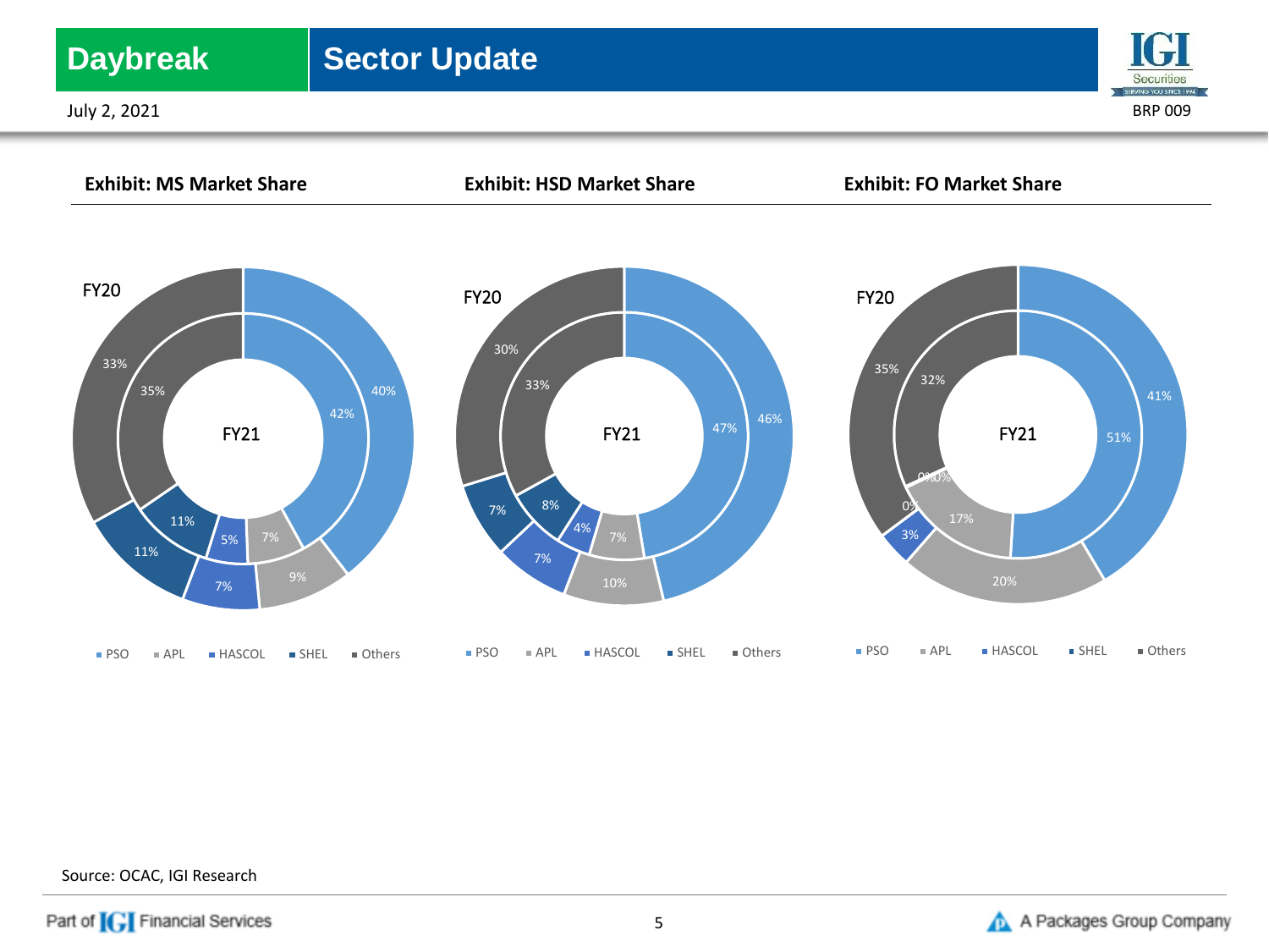### Exhibit: MS Market Share

| | PSO | APL | HASCOL | SHEL | Others |
|---|---|---|---|---|---|
| FY20 | 40% | 9% | 7% | 11% | 33% |
| FY21 | 42% | 7% | 5% | 11% | 35% |

### Exhibit: HSD Market Share

| | PSO | APL | HASCOL | SHEL | Others |
|---|---|---|---|---|---|
| FY20 | 46% | 10% | 7% | 7% | 30% |
| FY21 | 47% | 7% | 4% | 8% | 33% |

### Exhibit: FO Market Share

| | PSO | APL | HASCOL | SHEL | Others |
|---|---|---|---|---|---|
| FY20 | 41% | 20% | 3% | 0% | 35% |
| FY21 | 51% | 17% | 0% | 0% | 32% |

Source: OCAC, IGI Research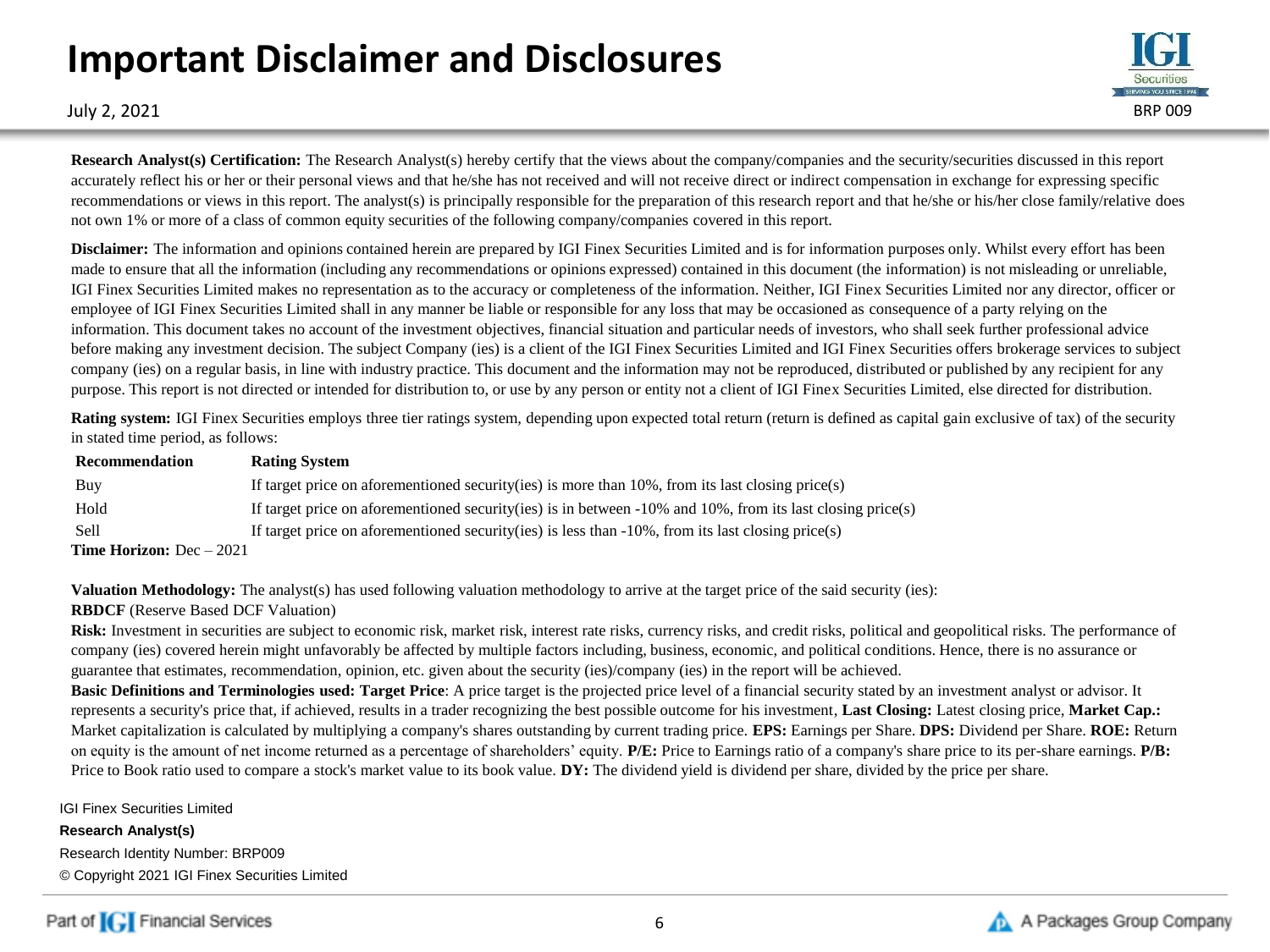# Important Disclaimer and Disclosures

July 2, 2021

**Research Analyst(s) Certification:** The Research Analyst(s) hereby certify that the views about the company/companies and the security/securities discussed in this report accurately reflect his or her or their personal views and that he/she has not received and will not receive direct or indirect compensation in exchange for expressing specific recommendations or views in this report. The analyst(s) is principally responsible for the preparation of this research report and that he/she or his/her close family/relative does not own 1% or more of a class of common equity securities of the following company/companies covered in this report.

**Disclaimer:** The information and opinions contained herein are prepared by IGI Finex Securities Limited and is for information purposes only. Whilst every effort has been made to ensure that all the information (including any recommendations or opinions expressed) contained in this document (the information) is not misleading or unreliable, IGI Finex Securities Limited makes no representation as to the accuracy or completeness of the information. Neither, IGI Finex Securities Limited nor any director, officer or employee of IGI Finex Securities Limited shall in any manner be liable or responsible for any loss that may be occasioned as consequence of a party relying on the information. This document takes no account of the investment objectives, financial situation and particular needs of investors, who shall seek further professional advice before making any investment decision. The subject Company (ies) is a client of the IGI Finex Securities Limited and IGI Finex Securities offers brokerage services to subject company (ies) on a regular basis, in line with industry practice. This document and the information may not be reproduced, distributed or published by any recipient for any purpose. This report is not directed or intended for distribution to, or use by any person or entity not a client of IGI Finex Securities Limited, else directed for distribution.

**Rating system:** IGI Finex Securities employs three tier ratings system, depending upon expected total return (return is defined as capital gain exclusive of tax) of the security in stated time period, as follows:

| Recommendation | Rating System |
|---|---|
| Buy | If target price on aforementioned security(ies) is more than 10%, from its last closing price(s) |
| Hold | If target price on aforementioned security(ies) is in between -10% and 10%, from its last closing price(s) |
| Sell | If target price on aforementioned security(ies) is less than -10%, from its last closing price(s) |

**Time Horizon:** Dec – 2021

**Valuation Methodology:** The analyst(s) has used following valuation methodology to arrive at the target price of the said security (ies):

**RBDCF** (Reserve Based DCF Valuation)

**Risk:** Investment in securities are subject to economic risk, market risk, interest rate risks, currency risks, and credit risks, political and geopolitical risks. The performance of company (ies) covered herein might unfavorably be affected by multiple factors including, business, economic, and political conditions. Hence, there is no assurance or guarantee that estimates, recommendation, opinion, etc. given about the security (ies)/company (ies) in the report will be achieved.

**Basic Definitions and Terminologies used: Target Price**: A price target is the projected price level of a financial security stated by an investment analyst or advisor. It represents a security's price that, if achieved, results in a trader recognizing the best possible outcome for his investment, **Last Closing:** Latest closing price, **Market Cap.:** Market capitalization is calculated by multiplying a company's shares outstanding by current trading price. **EPS:** Earnings per Share. **DPS:** Dividend per Share. **ROE:** Return on equity is the amount of net income returned as a percentage of shareholders' equity. **P/E:** Price to Earnings ratio of a company's share price to its per-share earnings. **P/B:** Price to Book ratio used to compare a stock's market value to its book value. **DY:** The dividend yield is dividend per share, divided by the price per share.

IGI Finex Securities Limited

**Research Analyst(s)**

Research Identity Number: BRP009

© Copyright 2021 IGI Finex Securities Limited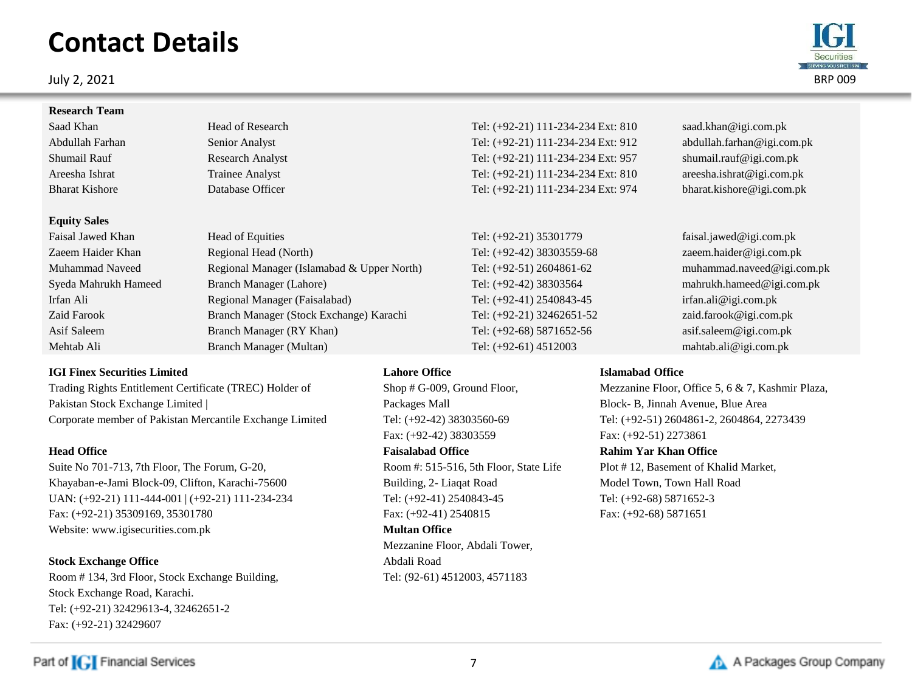# Contact Details

July 2, 2021

BRP 009

| | | | |
|---|---|---|---|
| **Research Team** | | | |
| Saad Khan | Head of Research | Tel: (+92-21) 111-234-234 Ext: 810 | saad.khan@igi.com.pk |
| Abdullah Farhan | Senior Analyst | Tel: (+92-21) 111-234-234 Ext: 912 | abdullah.farhan@igi.com.pk |
| Shumail Rauf | Research Analyst | Tel: (+92-21) 111-234-234 Ext: 957 | shumail.rauf@igi.com.pk |
| Areesha Ishrat | Trainee Analyst | Tel: (+92-21) 111-234-234 Ext: 810 | areesha.ishrat@igi.com.pk |
| Bharat Kishore | Database Officer | Tel: (+92-21) 111-234-234 Ext: 974 | bharat.kishore@igi.com.pk |
| **Equity Sales** | | | |
| Faisal Jawed Khan | Head of Equities | Tel: (+92-21) 35301779 | faisal.jawed@igi.com.pk |
| Zaeem Haider Khan | Regional Head (North) | Tel: (+92-42) 38303559-68 | zaeem.haider@igi.com.pk |
| Muhammad Naveed | Regional Manager (Islamabad & Upper North) | Tel: (+92-51) 2604861-62 | muhammad.naveed@igi.com.pk |
| Syeda Mahrukh Hameed | Branch Manager (Lahore) | Tel: (+92-42) 38303564 | mahrukh.hameed@igi.com.pk |
| Irfan Ali | Regional Manager (Faisalabad) | Tel: (+92-41) 2540843-45 | irfan.ali@igi.com.pk |
| Zaid Farook | Branch Manager (Stock Exchange) Karachi | Tel: (+92-21) 32462651-52 | zaid.farook@igi.com.pk |
| Asif Saleem | Branch Manager (RY Khan) | Tel: (+92-68) 5871652-56 | asif.saleem@igi.com.pk |
| Mehtab Ali | Branch Manager (Multan) | Tel: (+92-61) 4512003 | mahtab.ali@igi.com.pk |

**IGI Finex Securities Limited**
Trading Rights Entitlement Certificate (TREC) Holder of
Pakistan Stock Exchange Limited |
Corporate member of Pakistan Mercantile Exchange Limited

**Head Office**
Suite No 701-713, 7th Floor, The Forum, G-20,
Khayaban-e-Jami Block-09, Clifton, Karachi-75600
UAN: (+92-21) 111-444-001 | (+92-21) 111-234-234
Fax: (+92-21) 35309169, 35301780
Website: www.igisecurities.com.pk

**Stock Exchange Office**
Room # 134, 3rd Floor, Stock Exchange Building,
Stock Exchange Road, Karachi.
Tel: (+92-21) 32429613-4, 32462651-2
Fax: (+92-21) 32429607

**Lahore Office**
Shop # G-009, Ground Floor,
Packages Mall
Tel: (+92-42) 38303560-69
Fax: (+92-42) 38303559

**Faisalabad Office**
Room #: 515-516, 5th Floor, State Life
Building, 2- Liaqat Road
Tel: (+92-41) 2540843-45
Fax: (+92-41) 2540815

**Multan Office**
Mezzanine Floor, Abdali Tower,
Abdali Road
Tel: (92-61) 4512003, 4571183

**Islamabad Office**
Mezzanine Floor, Office 5, 6 & 7, Kashmir Plaza,
Block- B, Jinnah Avenue, Blue Area
Tel: (+92-51) 2604861-2, 2604864, 2273439
Fax: (+92-51) 2273861

**Rahim Yar Khan Office**
Plot # 12, Basement of Khalid Market,
Model Town, Town Hall Road
Tel: (+92-68) 5871652-3
Fax: (+92-68) 5871651